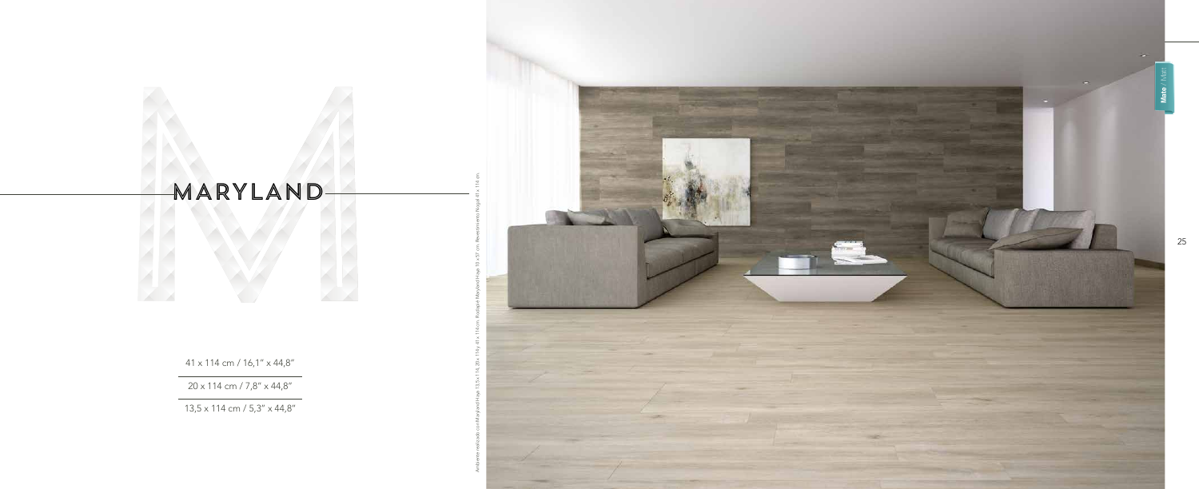# MARYLAND

41 x 114 cm / 16,1" x 44,8"

20 x 114 cm / 7,8" x 44,8"

13,5 x 114 cm / 5,3" x 44,8"

Ambiente realizado con Maryland Haya 13,5 x 114, 20 x 114 y 41 x 114 cm. Rodapié Maryland Haya 10 x 57 cm. Revestimiento Nogal 41 x 114 cm.

**Mate** / Matt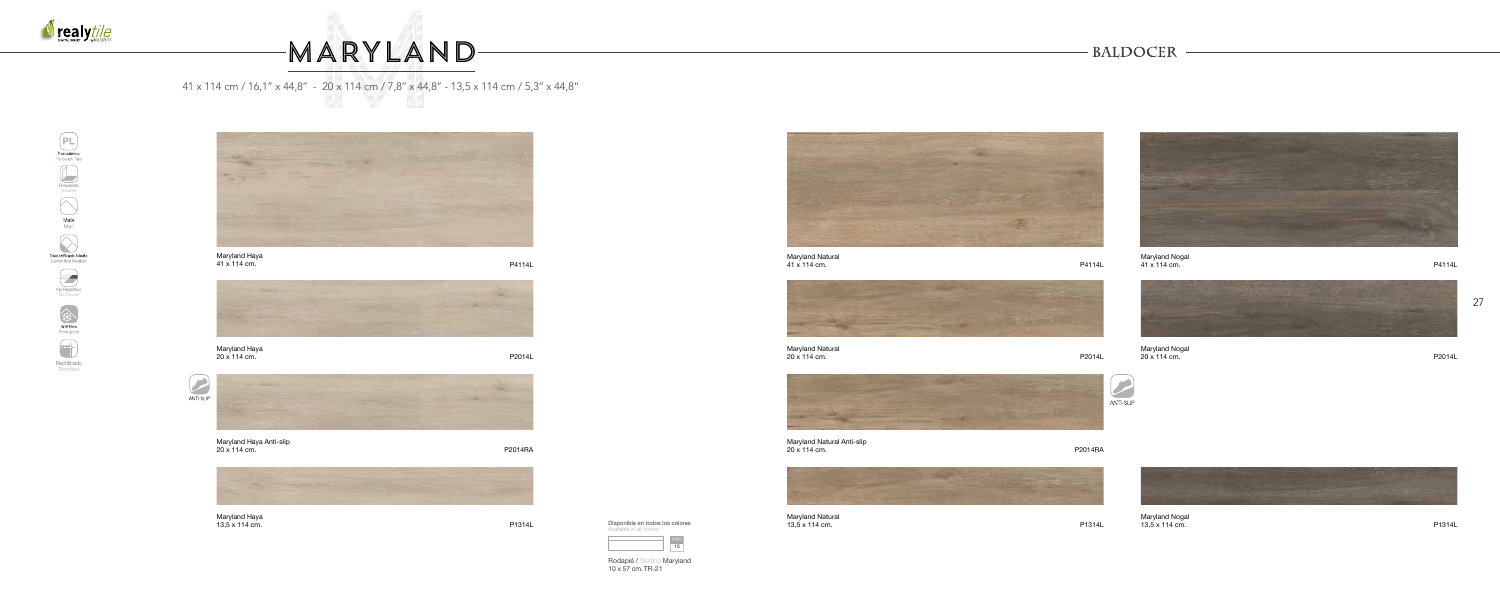# MARYLAND

BALDOCER

41 x 114 cm / 16,1" x 44,8" - 20 x 114 cm / 7,8" x 44,8" - 13,5 x 114 cm / 5,3" x 44,8"

PL
Porcelánico
Porcelain Tiles

Pasavable
Walkable

Mate
Mat

Tecnificado Medio
Controlled Medium

No Resbalo
No Resbalo

Antihielo
Frost proof

Rectificado
Rectified

Maryland Haya
41 x 114 cm. P4114L

Maryland Haya
20 x 114 cm. P2014L

ANTI-SLIP

Maryland Haya Anti-slip
20 x 114 cm. P2014RA

Maryland Haya
13,5 x 114 cm. P1314L

Disponible en todos los colores
Available in all colors

Rodapié / Skirting Maryland
10 x 57 cm. TR-21

Maryland Natural
41 x 114 cm. P4114L

Maryland Natural
20 x 114 cm. P2014L

ANTI-SLIP

Maryland Natural Anti-slip
20 x 114 cm. P2014RA

Maryland Natural
13,5 x 114 cm. P1314L

Maryland Nogal
41 x 114 cm. P4114L

Maryland Nogal
20 x 114 cm. P2014L

Maryland Nogal
13,5 x 114 cm. P1314L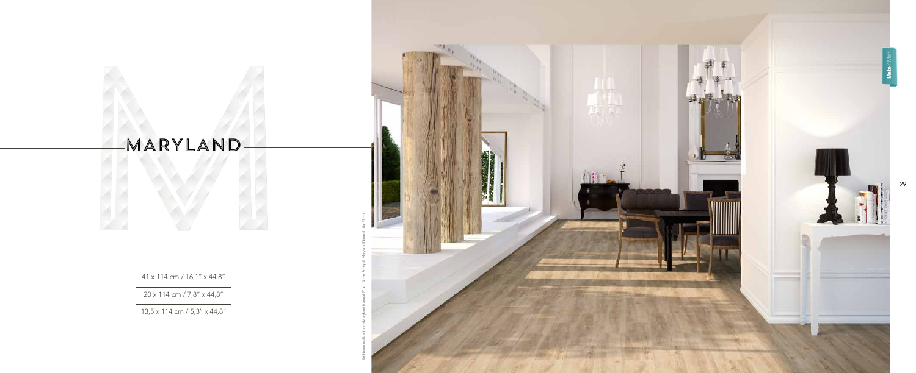# MARYLAND

41 x 114 cm / 16,1" x 44,8"

20 x 114 cm / 7,8" x 44,8"

13,5 x 114 cm / 5,3" x 44,8"

Ambiente realizado con Maryland Natural 20 x 114 cm. Rodapié Maryland Natural 10 x 57 cm.

**Mate** / Matt